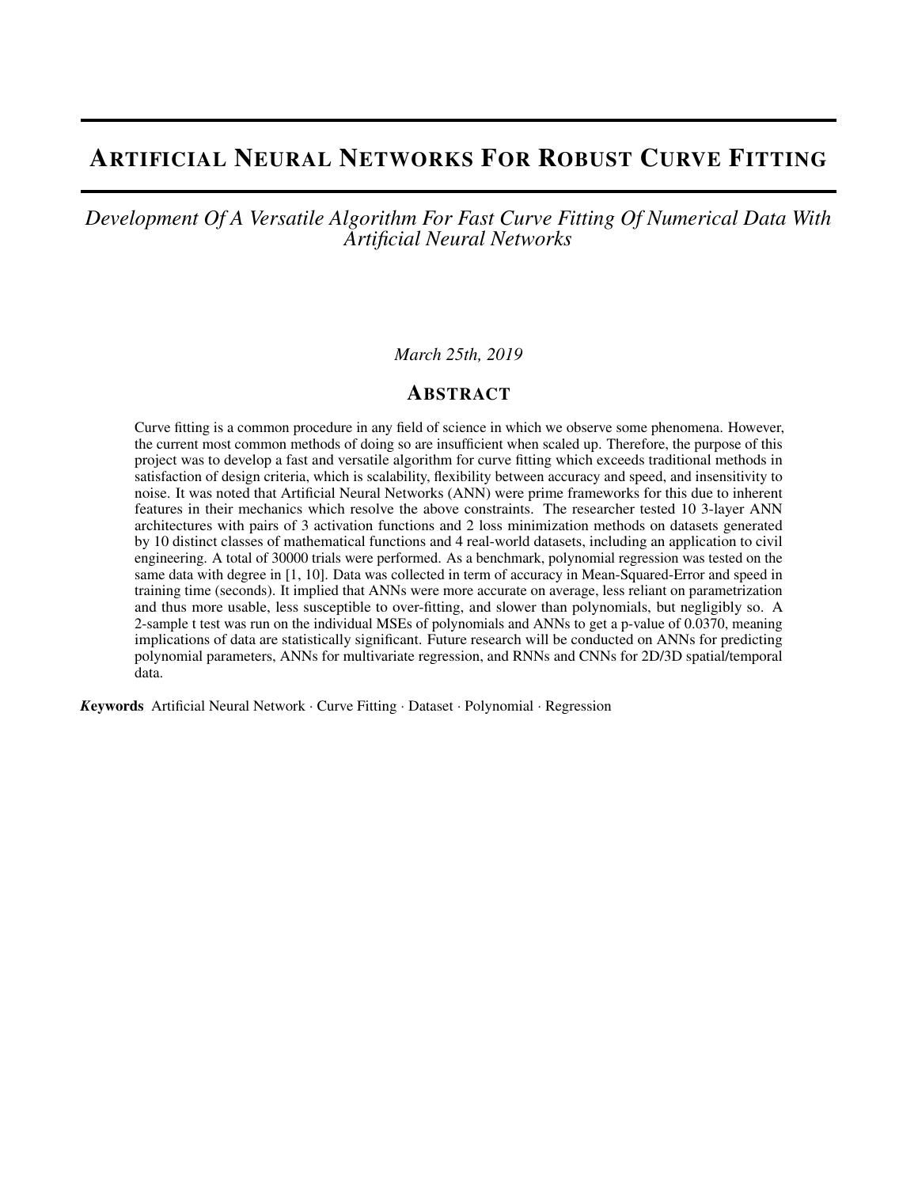# Artificial Neural Networks For Robust Curve Fitting

*Development Of A Versatile Algorithm For Fast Curve Fitting Of Numerical Data With Artificial Neural Networks*

*March 25th, 2019*

## Abstract

Curve fitting is a common procedure in any field of science in which we observe some phenomena. However, the current most common methods of doing so are insufficient when scaled up. Therefore, the purpose of this project was to develop a fast and versatile algorithm for curve fitting which exceeds traditional methods in satisfaction of design criteria, which is scalability, flexibility between accuracy and speed, and insensitivity to noise. It was noted that Artificial Neural Networks (ANN) were prime frameworks for this due to inherent features in their mechanics which resolve the above constraints. The researcher tested 10 3-layer ANN architectures with pairs of 3 activation functions and 2 loss minimization methods on datasets generated by 10 distinct classes of mathematical functions and 4 real-world datasets, including an application to civil engineering. A total of 30000 trials were performed. As a benchmark, polynomial regression was tested on the same data with degree in [1, 10]. Data was collected in term of accuracy in Mean-Squared-Error and speed in training time (seconds). It implied that ANNs were more accurate on average, less reliant on parametrization and thus more usable, less susceptible to over-fitting, and slower than polynomials, but negligibly so. A 2-sample t test was run on the individual MSEs of polynomials and ANNs to get a p-value of 0.0370, meaning implications of data are statistically significant. Future research will be conducted on ANNs for predicting polynomial parameters, ANNs for multivariate regression, and RNNs and CNNs for 2D/3D spatial/temporal data.

***Keywords*** Artificial Neural Network · Curve Fitting · Dataset · Polynomial · Regression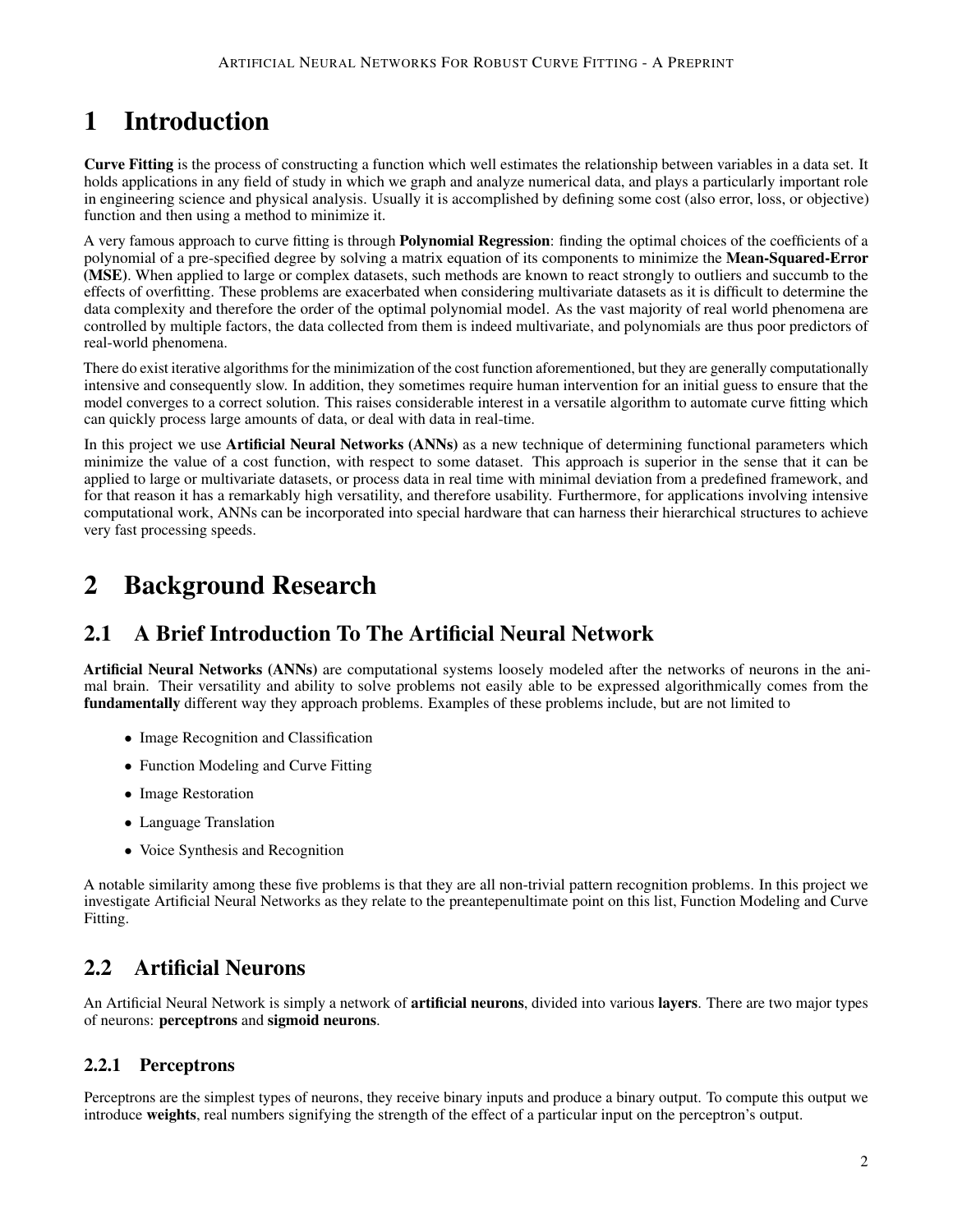# 1 Introduction

**Curve Fitting** is the process of constructing a function which well estimates the relationship between variables in a data set. It holds applications in any field of study in which we graph and analyze numerical data, and plays a particularly important role in engineering science and physical analysis. Usually it is accomplished by defining some cost (also error, loss, or objective) function and then using a method to minimize it.

A very famous approach to curve fitting is through **Polynomial Regression**: finding the optimal choices of the coefficients of a polynomial of a pre-specified degree by solving a matrix equation of its components to minimize the **Mean-Squared-Error (MSE)**. When applied to large or complex datasets, such methods are known to react strongly to outliers and succumb to the effects of overfitting. These problems are exacerbated when considering multivariate datasets as it is difficult to determine the data complexity and therefore the order of the optimal polynomial model. As the vast majority of real world phenomena are controlled by multiple factors, the data collected from them is indeed multivariate, and polynomials are thus poor predictors of real-world phenomena.

There do exist iterative algorithms for the minimization of the cost function aforementioned, but they are generally computationally intensive and consequently slow. In addition, they sometimes require human intervention for an initial guess to ensure that the model converges to a correct solution. This raises considerable interest in a versatile algorithm to automate curve fitting which can quickly process large amounts of data, or deal with data in real-time.

In this project we use **Artificial Neural Networks (ANNs)** as a new technique of determining functional parameters which minimize the value of a cost function, with respect to some dataset. This approach is superior in the sense that it can be applied to large or multivariate datasets, or process data in real time with minimal deviation from a predefined framework, and for that reason it has a remarkably high versatility, and therefore usability. Furthermore, for applications involving intensive computational work, ANNs can be incorporated into special hardware that can harness their hierarchical structures to achieve very fast processing speeds.

# 2 Background Research

## 2.1 A Brief Introduction To The Artificial Neural Network

**Artificial Neural Networks (ANNs)** are computational systems loosely modeled after the networks of neurons in the animal brain. Their versatility and ability to solve problems not easily able to be expressed algorithmically comes from the **fundamentally** different way they approach problems. Examples of these problems include, but are not limited to

- Image Recognition and Classification
- Function Modeling and Curve Fitting
- Image Restoration
- Language Translation
- Voice Synthesis and Recognition

A notable similarity among these five problems is that they are all non-trivial pattern recognition problems. In this project we investigate Artificial Neural Networks as they relate to the preantepenultimate point on this list, Function Modeling and Curve Fitting.

## 2.2 Artificial Neurons

An Artificial Neural Network is simply a network of **artificial neurons**, divided into various **layers**. There are two major types of neurons: **perceptrons** and **sigmoid neurons**.

### 2.2.1 Perceptrons

Perceptrons are the simplest types of neurons, they receive binary inputs and produce a binary output. To compute this output we introduce **weights**, real numbers signifying the strength of the effect of a particular input on the perceptron's output.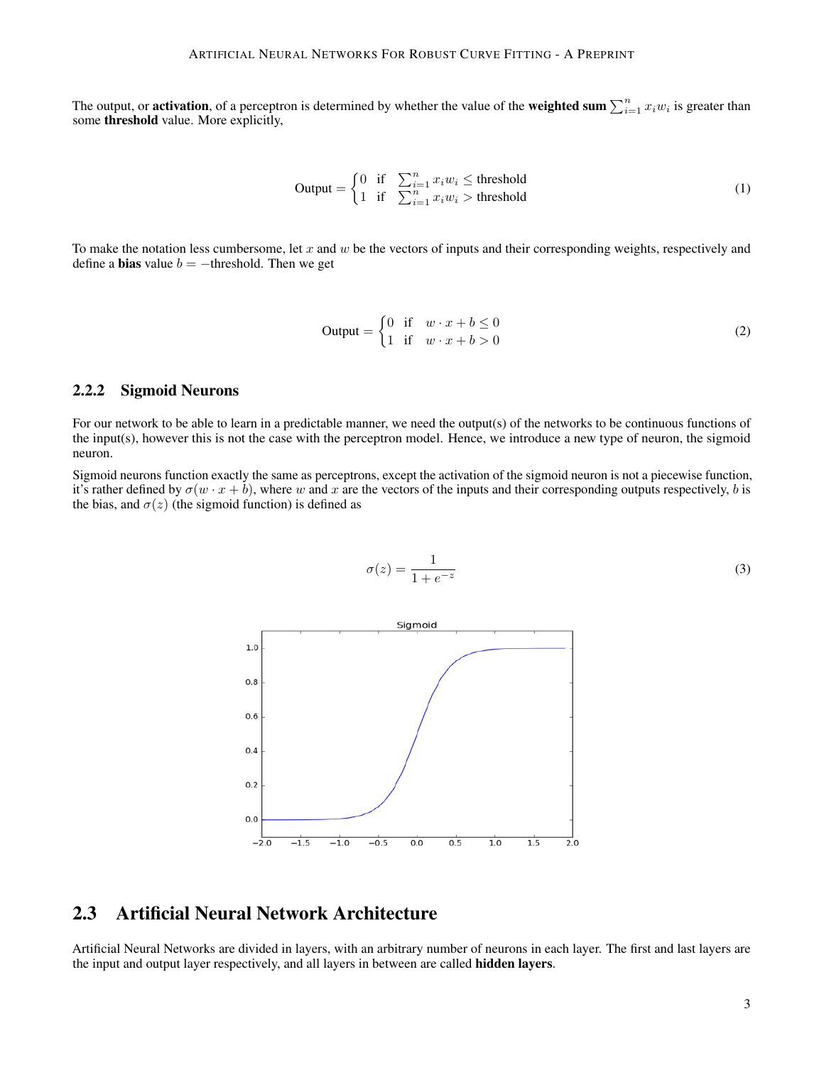The output, or **activation**, of a perceptron is determined by whether the value of the **weighted sum** $\sum_{i=1}^{n} x_i w_i$ is greater than some **threshold** value. More explicitly,

$$\text{Output} = \begin{cases} 0 & \text{if} \quad \sum_{i=1}^{n} x_i w_i \leq \text{threshold} \\ 1 & \text{if} \quad \sum_{i=1}^{n} x_i w_i > \text{threshold} \end{cases} \tag{1}$$

To make the notation less cumbersome, let $x$ and $w$ be the vectors of inputs and their corresponding weights, respectively and define a **bias** value $b = -\text{threshold}$. Then we get

$$\text{Output} = \begin{cases} 0 & \text{if} \quad w \cdot x + b \leq 0 \\ 1 & \text{if} \quad w \cdot x + b > 0 \end{cases} \tag{2}$$

### 2.2.2 Sigmoid Neurons

For our network to be able to learn in a predictable manner, we need the output(s) of the networks to be continuous functions of the input(s), however this is not the case with the perceptron model. Hence, we introduce a new type of neuron, the sigmoid neuron.

Sigmoid neurons function exactly the same as perceptrons, except the activation of the sigmoid neuron is not a piecewise function, it's rather defined by $\sigma(w \cdot x + b)$, where $w$ and $x$ are the vectors of the inputs and their corresponding outputs respectively, $b$ is the bias, and $\sigma(z)$ (the sigmoid function) is defined as

$$\sigma(z) = \frac{1}{1 + e^{-z}} \tag{3}$$

## 2.3 Artificial Neural Network Architecture

Artificial Neural Networks are divided in layers, with an arbitrary number of neurons in each layer. The first and last layers are the input and output layer respectively, and all layers in between are called **hidden layers**.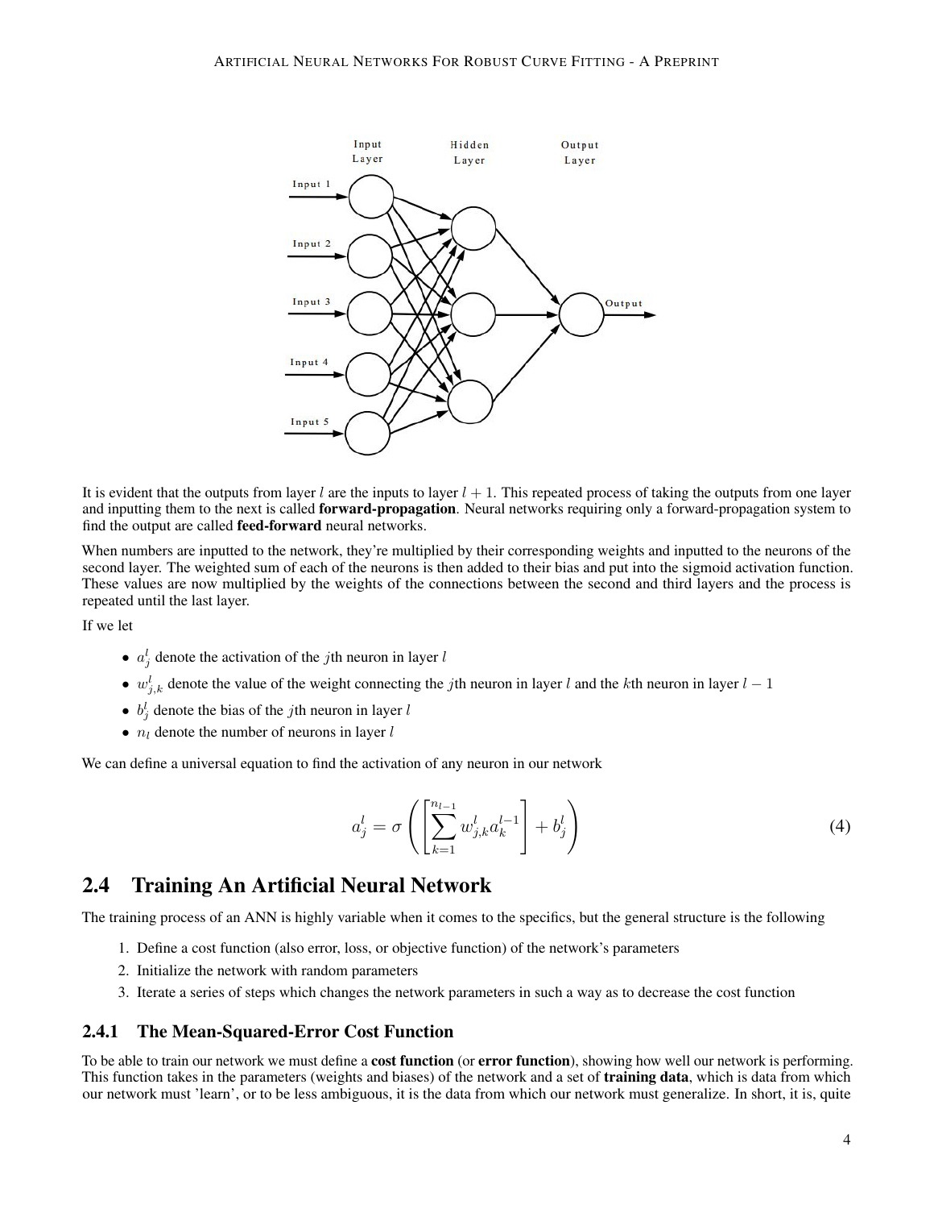It is evident that the outputs from layer $l$ are the inputs to layer $l+1$. This repeated process of taking the outputs from one layer and inputting them to the next is called **forward-propagation**. Neural networks requiring only a forward-propagation system to find the output are called **feed-forward** neural networks.

When numbers are inputted to the network, they're multiplied by their corresponding weights and inputted to the neurons of the second layer. The weighted sum of each of the neurons is then added to their bias and put into the sigmoid activation function. These values are now multiplied by the weights of the connections between the second and third layers and the process is repeated until the last layer.

If we let

- $a_j^l$ denote the activation of the $j$th neuron in layer $l$
- $w_{j,k}^l$ denote the value of the weight connecting the $j$th neuron in layer $l$ and the $k$th neuron in layer $l-1$
- $b_j^l$ denote the bias of the $j$th neuron in layer $l$
- $n_l$ denote the number of neurons in layer $l$

We can define a universal equation to find the activation of any neuron in our network

$$a_j^l = \sigma\left(\left[\sum_{k=1}^{n_{l-1}} w_{j,k}^l a_k^{l-1}\right] + b_j^l\right) \tag{4}$$

## 2.4 Training An Artificial Neural Network

The training process of an ANN is highly variable when it comes to the specifics, but the general structure is the following

1. Define a cost function (also error, loss, or objective function) of the network's parameters
2. Initialize the network with random parameters
3. Iterate a series of steps which changes the network parameters in such a way as to decrease the cost function

### 2.4.1 The Mean-Squared-Error Cost Function

To be able to train our network we must define a **cost function** (or **error function**), showing how well our network is performing. This function takes in the parameters (weights and biases) of the network and a set of **training data**, which is data from which our network must 'learn', or to be less ambiguous, it is the data from which our network must generalize. In short, it is, quite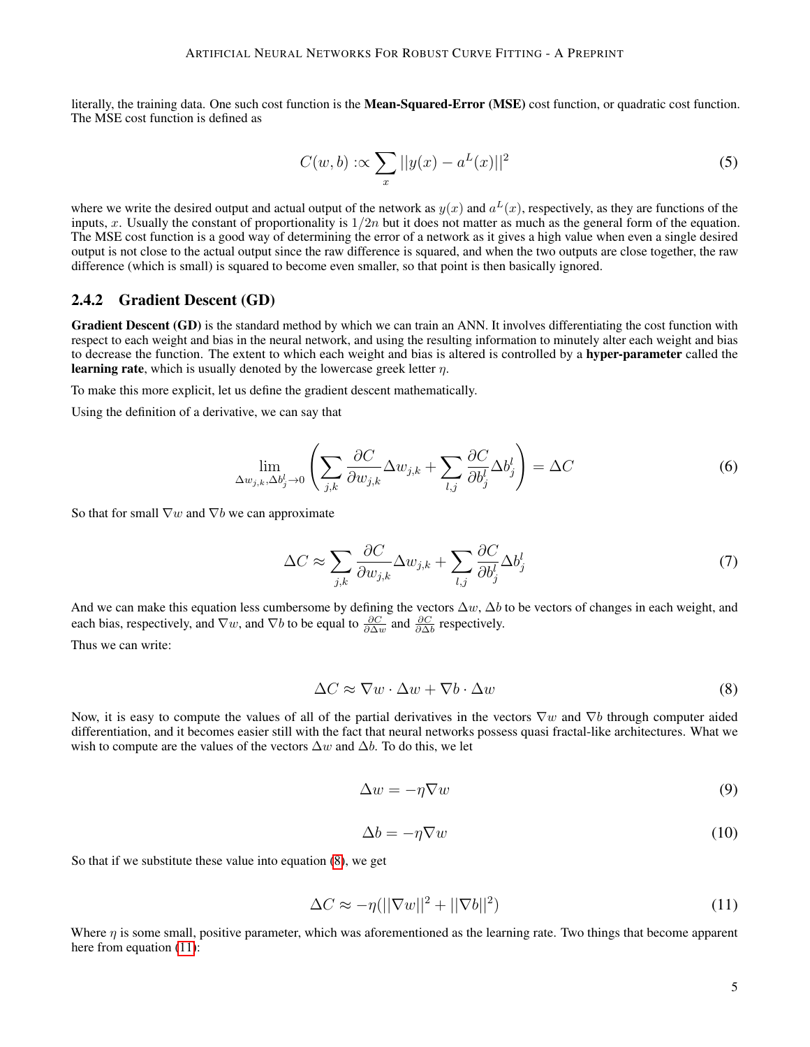literally, the training data. One such cost function is the **Mean-Squared-Error (MSE)** cost function, or quadratic cost function. The MSE cost function is defined as

$$C(w, b) :\propto \sum_x ||y(x) - a^L(x)||^2 \tag{5}$$

where we write the desired output and actual output of the network as $y(x)$ and $a^L(x)$, respectively, as they are functions of the inputs, $x$. Usually the constant of proportionality is $1/2n$ but it does not matter as much as the general form of the equation. The MSE cost function is a good way of determining the error of a network as it gives a high value when even a single desired output is not close to the actual output since the raw difference is squared, and when the two outputs are close together, the raw difference (which is small) is squared to become even smaller, so that point is then basically ignored.

### 2.4.2 Gradient Descent (GD)

**Gradient Descent (GD)** is the standard method by which we can train an ANN. It involves differentiating the cost function with respect to each weight and bias in the neural network, and using the resulting information to minutely alter each weight and bias to decrease the function. The extent to which each weight and bias is altered is controlled by a **hyper-parameter** called the **learning rate**, which is usually denoted by the lowercase greek letter $\eta$.

To make this more explicit, let us define the gradient descent mathematically.

Using the definition of a derivative, we can say that

$$\lim_{\Delta w_{j,k}, \Delta b^l_j \to 0} \left( \sum_{j,k} \frac{\partial C}{\partial w_{j,k}} \Delta w_{j,k} + \sum_{l,j} \frac{\partial C}{\partial b^l_j} \Delta b^l_j \right) = \Delta C \tag{6}$$

So that for small $\nabla w$ and $\nabla b$ we can approximate

$$\Delta C \approx \sum_{j,k} \frac{\partial C}{\partial w_{j,k}} \Delta w_{j,k} + \sum_{l,j} \frac{\partial C}{\partial b^l_j} \Delta b^l_j \tag{7}$$

And we can make this equation less cumbersome by defining the vectors $\Delta w$, $\Delta b$ to be vectors of changes in each weight, and each bias, respectively, and $\nabla w$, and $\nabla b$ to be equal to $\frac{\partial C}{\partial \Delta w}$ and $\frac{\partial C}{\partial \Delta b}$ respectively.

Thus we can write:

$$\Delta C \approx \nabla w \cdot \Delta w + \nabla b \cdot \Delta w \tag{8}$$

Now, it is easy to compute the values of all of the partial derivatives in the vectors $\nabla w$ and $\nabla b$ through computer aided differentiation, and it becomes easier still with the fact that neural networks possess quasi fractal-like architectures. What we wish to compute are the values of the vectors $\Delta w$ and $\Delta b$. To do this, we let

$$\Delta w = -\eta \nabla w \tag{9}$$

$$\Delta b = -\eta \nabla w \tag{10}$$

So that if we substitute these value into equation (8), we get

$$\Delta C \approx -\eta(||\nabla w||^2 + ||\nabla b||^2) \tag{11}$$

Where $\eta$ is some small, positive parameter, which was aforementioned as the learning rate. Two things that become apparent here from equation (11):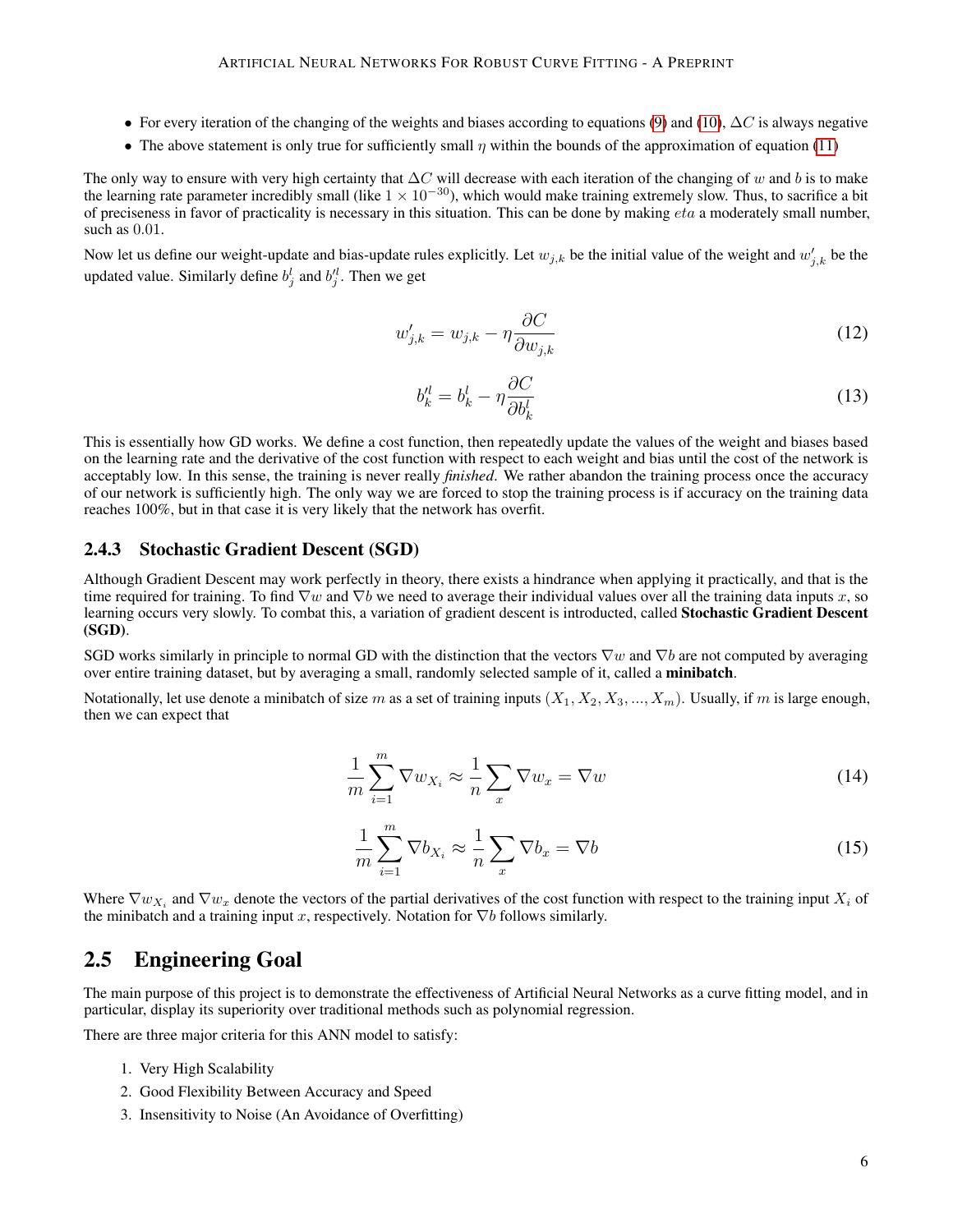- For every iteration of the changing of the weights and biases according to equations (9) and (10), $\Delta C$ is always negative
- The above statement is only true for sufficiently small $\eta$ within the bounds of the approximation of equation (11)

The only way to ensure with very high certainty that $\Delta C$ will decrease with each iteration of the changing of $w$ and $b$ is to make the learning rate parameter incredibly small (like $1 \times 10^{-30}$), which would make training extremely slow. Thus, to sacrifice a bit of preciseness in favor of practicality is necessary in this situation. This can be done by making $eta$ a moderately small number, such as $0.01$.

Now let us define our weight-update and bias-update rules explicitly. Let $w_{j,k}$ be the initial value of the weight and $w'_{j,k}$ be the updated value. Similarly define $b^l_j$ and $b'^l_j$. Then we get

$$w'_{j,k} = w_{j,k} - \eta \frac{\partial C}{\partial w_{j,k}} \tag{12}$$

$$b'^l_k = b^l_k - \eta \frac{\partial C}{\partial b^l_k} \tag{13}$$

This is essentially how GD works. We define a cost function, then repeatedly update the values of the weight and biases based on the learning rate and the derivative of the cost function with respect to each weight and bias until the cost of the network is acceptably low. In this sense, the training is never really *finished*. We rather abandon the training process once the accuracy of our network is sufficiently high. The only way we are forced to stop the training process is if accuracy on the training data reaches 100%, but in that case it is very likely that the network has overfit.

### 2.4.3 Stochastic Gradient Descent (SGD)

Although Gradient Descent may work perfectly in theory, there exists a hindrance when applying it practically, and that is the time required for training. To find $\nabla w$ and $\nabla b$ we need to average their individual values over all the training data inputs $x$, so learning occurs very slowly. To combat this, a variation of gradient descent is introducted, called **Stochastic Gradient Descent (SGD)**.

SGD works similarly in principle to normal GD with the distinction that the vectors $\nabla w$ and $\nabla b$ are not computed by averaging over entire training dataset, but by averaging a small, randomly selected sample of it, called a **minibatch**.

Notationally, let use denote a minibatch of size $m$ as a set of training inputs $(X_1, X_2, X_3, ..., X_m)$. Usually, if $m$ is large enough, then we can expect that

$$\frac{1}{m} \sum_{i=1}^{m} \nabla w_{X_i} \approx \frac{1}{n} \sum_{x} \nabla w_x = \nabla w \tag{14}$$

$$\frac{1}{m} \sum_{i=1}^{m} \nabla b_{X_i} \approx \frac{1}{n} \sum_{x} \nabla b_x = \nabla b \tag{15}$$

Where $\nabla w_{X_i}$ and $\nabla w_x$ denote the vectors of the partial derivatives of the cost function with respect to the training input $X_i$ of the minibatch and a training input $x$, respectively. Notation for $\nabla b$ follows similarly.

## 2.5 Engineering Goal

The main purpose of this project is to demonstrate the effectiveness of Artificial Neural Networks as a curve fitting model, and in particular, display its superiority over traditional methods such as polynomial regression.

There are three major criteria for this ANN model to satisfy:

1. Very High Scalability
2. Good Flexibility Between Accuracy and Speed
3. Insensitivity to Noise (An Avoidance of Overfitting)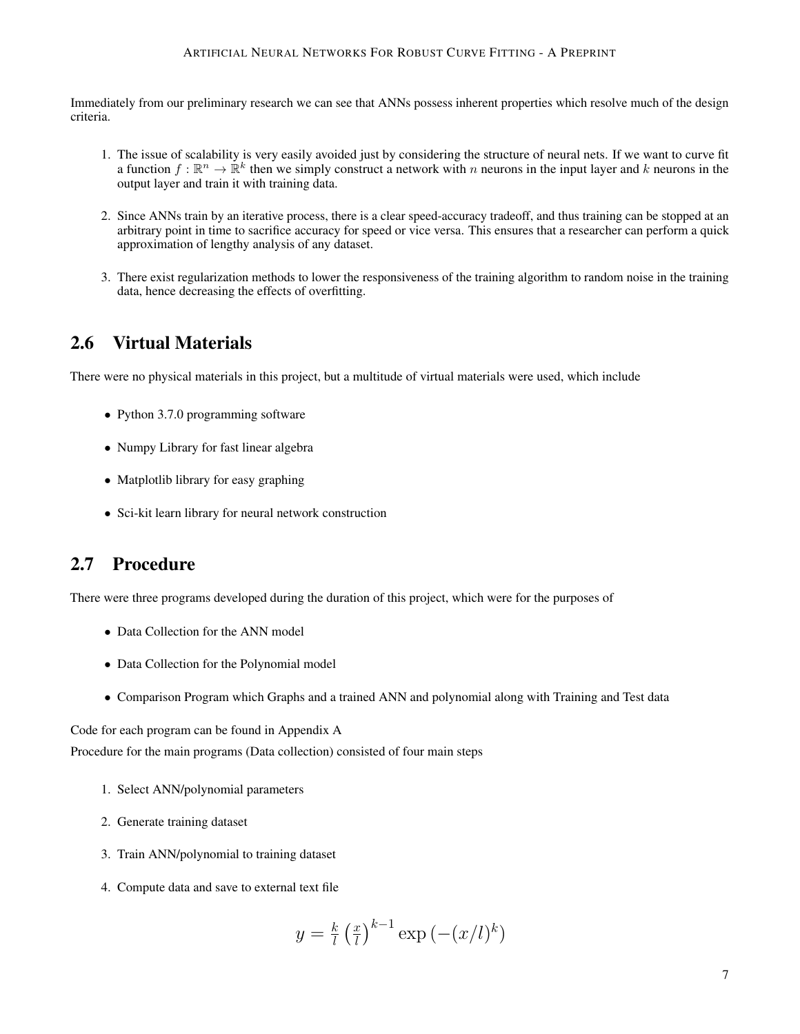Immediately from our preliminary research we can see that ANNs possess inherent properties which resolve much of the design criteria.

1. The issue of scalability is very easily avoided just by considering the structure of neural nets. If we want to curve fit a function $f : \mathbb{R}^n \to \mathbb{R}^k$ then we simply construct a network with $n$ neurons in the input layer and $k$ neurons in the output layer and train it with training data.

2. Since ANNs train by an iterative process, there is a clear speed-accuracy tradeoff, and thus training can be stopped at an arbitrary point in time to sacrifice accuracy for speed or vice versa. This ensures that a researcher can perform a quick approximation of lengthy analysis of any dataset.

3. There exist regularization methods to lower the responsiveness of the training algorithm to random noise in the training data, hence decreasing the effects of overfitting.

## 2.6 Virtual Materials

There were no physical materials in this project, but a multitude of virtual materials were used, which include

- Python 3.7.0 programming software
- Numpy Library for fast linear algebra
- Matplotlib library for easy graphing
- Sci-kit learn library for neural network construction

## 2.7 Procedure

There were three programs developed during the duration of this project, which were for the purposes of

- Data Collection for the ANN model
- Data Collection for the Polynomial model
- Comparison Program which Graphs and a trained ANN and polynomial along with Training and Test data

Code for each program can be found in Appendix A

Procedure for the main programs (Data collection) consisted of four main steps

1. Select ANN/polynomial parameters
2. Generate training dataset
3. Train ANN/polynomial to training dataset
4. Compute data and save to external text file

$$y = \frac{k}{l}\left(\frac{x}{l}\right)^{k-1} \exp\left(-(x/l)^k\right)$$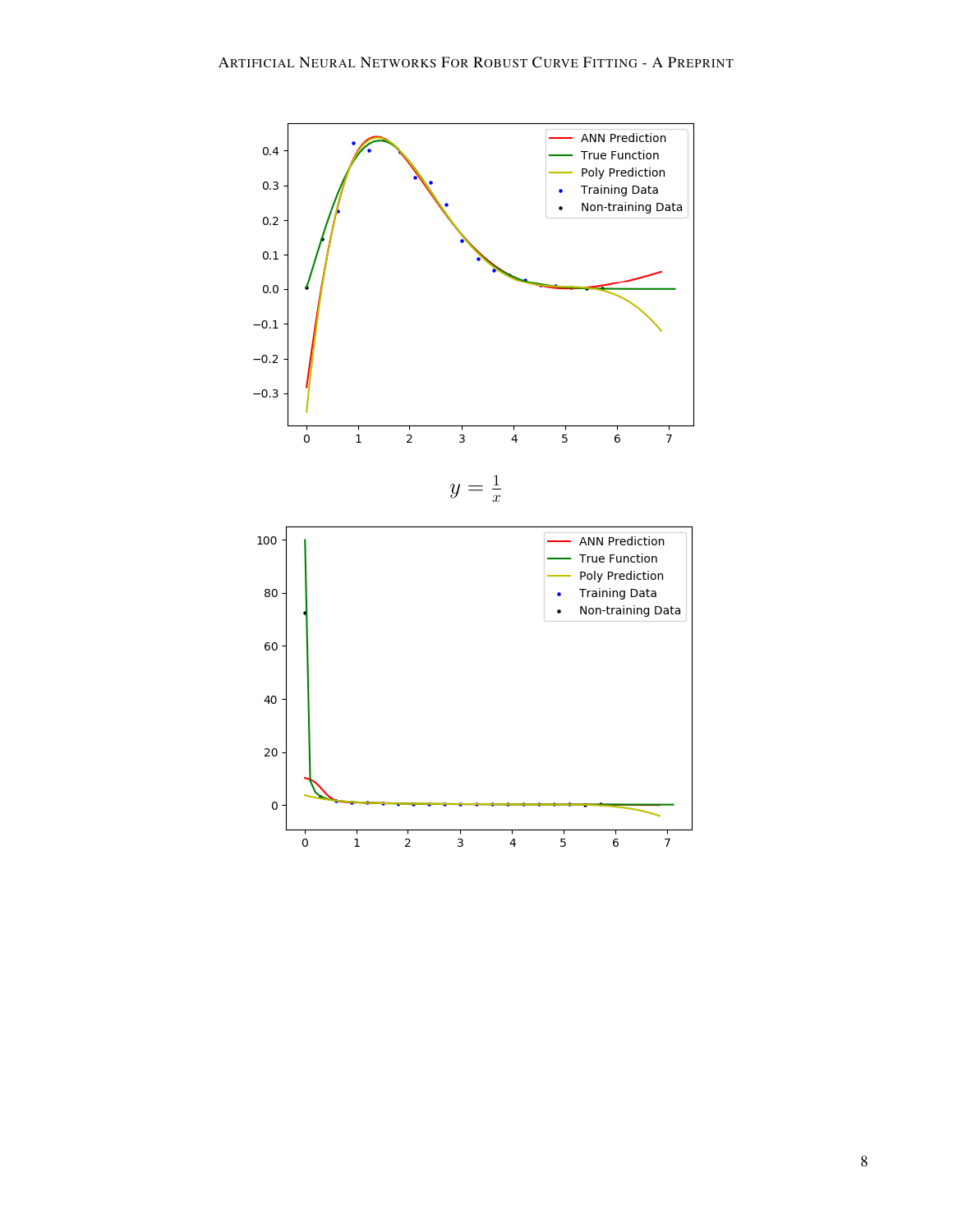$$y = \frac{1}{x}$$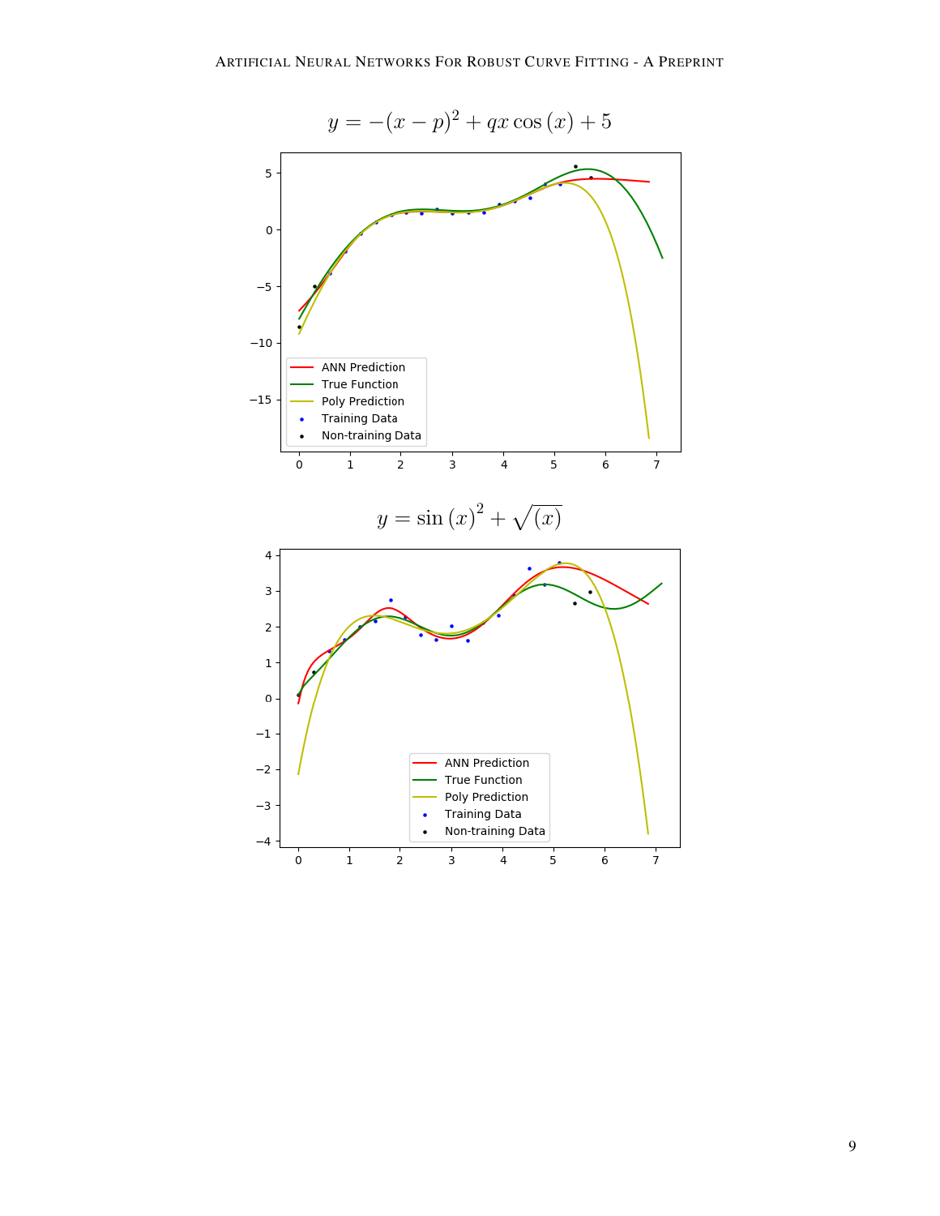$$y = -(x-p)^2 + qx\cos(x) + 5$$

$$y = \sin(x)^2 + \sqrt{(x)}$$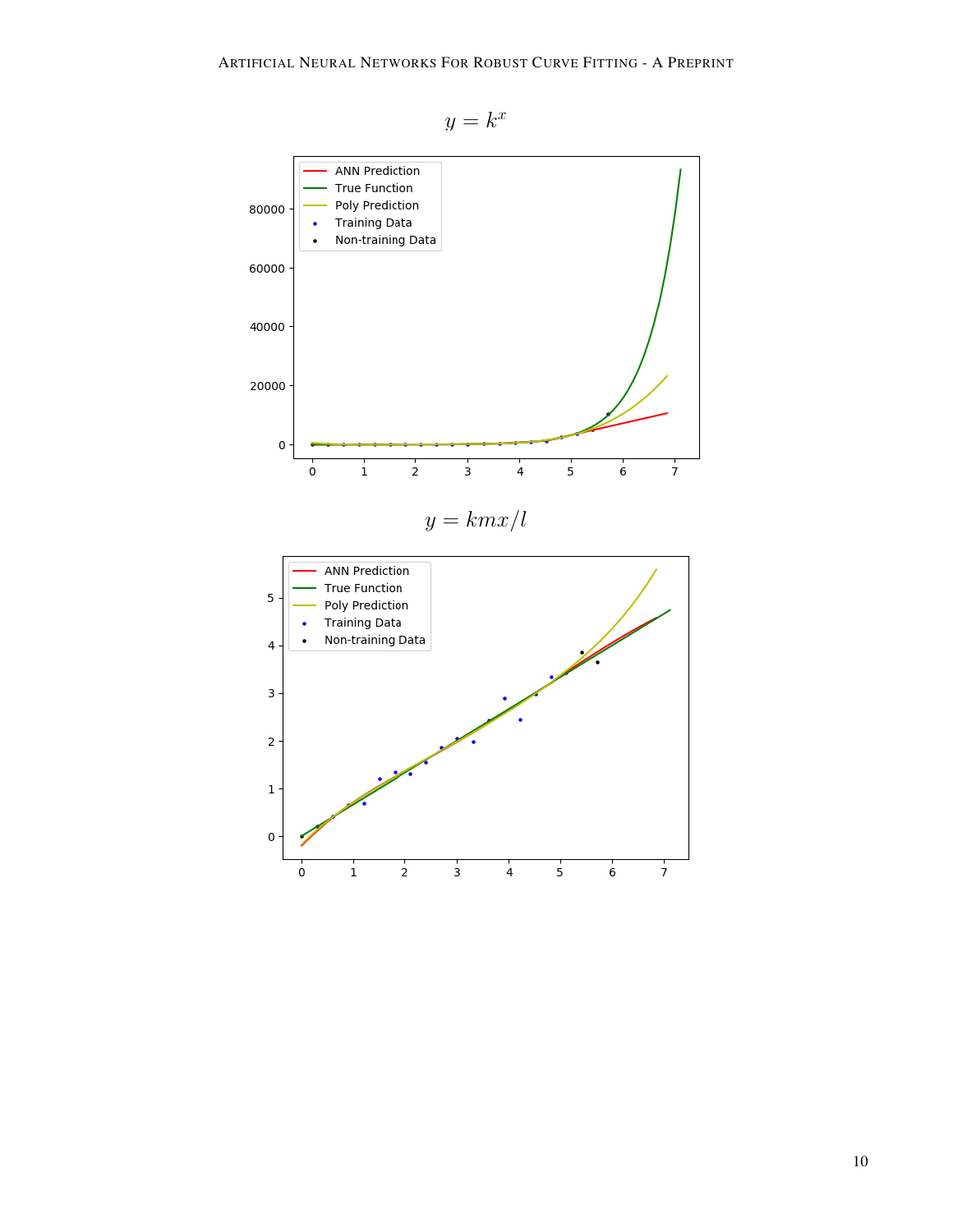$$y = k^x$$

$$y = kmx/l$$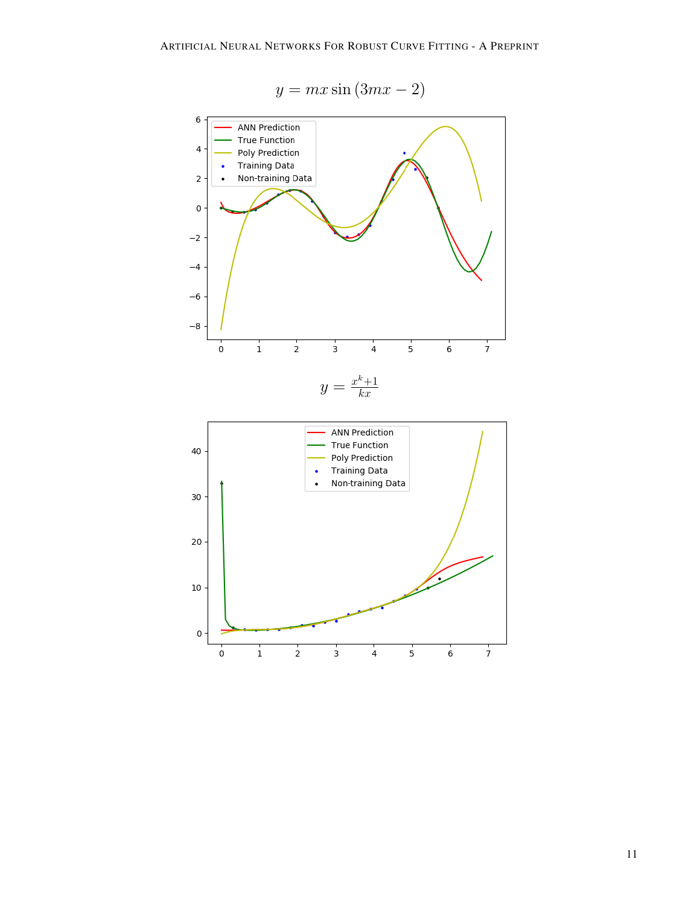$$y = mx \sin(3mx - 2)$$

$$y = \frac{x^k + 1}{kx}$$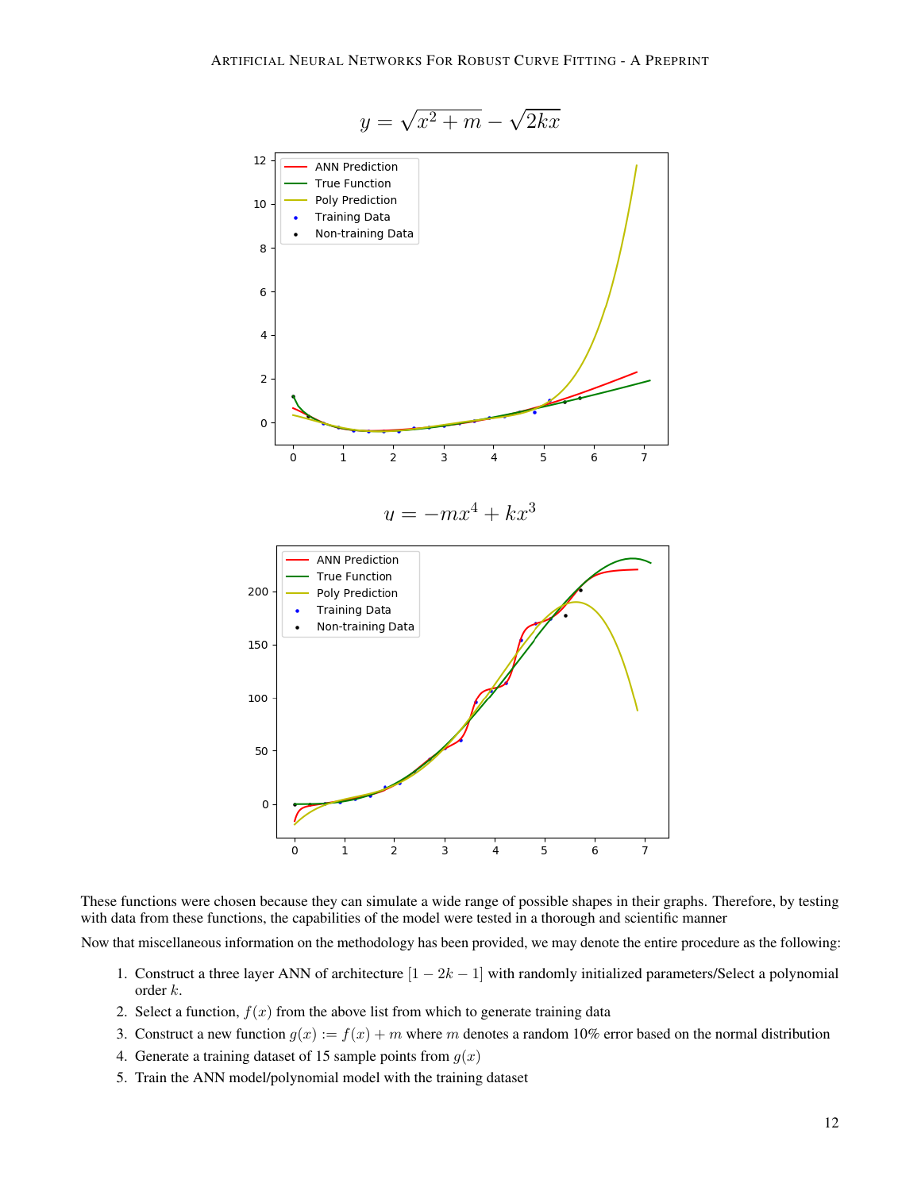$$y = \sqrt{x^2 + m} - \sqrt{2kx}$$

$$y = -mx^4 + kx^3$$

These functions were chosen because they can simulate a wide range of possible shapes in their graphs. Therefore, by testing with data from these functions, the capabilities of the model were tested in a thorough and scientific manner

Now that miscellaneous information on the methodology has been provided, we may denote the entire procedure as the following:

1. Construct a three layer ANN of architecture $[1 - 2k - 1]$ with randomly initialized parameters/Select a polynomial order $k$.
2. Select a function, $f(x)$ from the above list from which to generate training data
3. Construct a new function $g(x) := f(x) + m$ where $m$ denotes a random 10% error based on the normal distribution
4. Generate a training dataset of 15 sample points from $g(x)$
5. Train the ANN model/polynomial model with the training dataset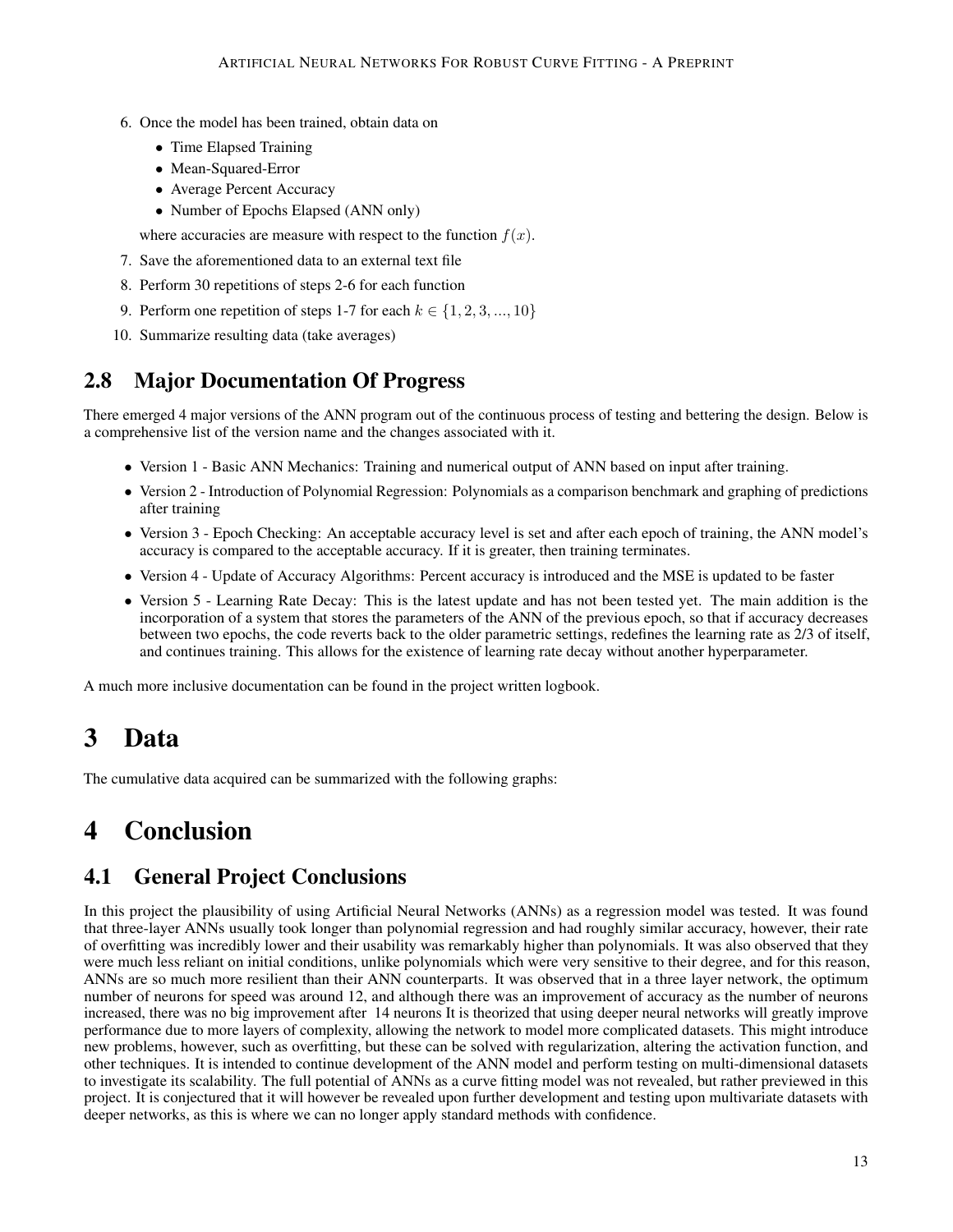6. Once the model has been trained, obtain data on
   - Time Elapsed Training
   - Mean-Squared-Error
   - Average Percent Accuracy
   - Number of Epochs Elapsed (ANN only)

   where accuracies are measure with respect to the function $f(x)$.
7. Save the aforementioned data to an external text file
8. Perform 30 repetitions of steps 2-6 for each function
9. Perform one repetition of steps 1-7 for each $k \in \{1, 2, 3, ..., 10\}$
10. Summarize resulting data (take averages)

## 2.8 Major Documentation Of Progress

There emerged 4 major versions of the ANN program out of the continuous process of testing and bettering the design. Below is a comprehensive list of the version name and the changes associated with it.

- Version 1 - Basic ANN Mechanics: Training and numerical output of ANN based on input after training.
- Version 2 - Introduction of Polynomial Regression: Polynomials as a comparison benchmark and graphing of predictions after training
- Version 3 - Epoch Checking: An acceptable accuracy level is set and after each epoch of training, the ANN model's accuracy is compared to the acceptable accuracy. If it is greater, then training terminates.
- Version 4 - Update of Accuracy Algorithms: Percent accuracy is introduced and the MSE is updated to be faster
- Version 5 - Learning Rate Decay: This is the latest update and has not been tested yet. The main addition is the incorporation of a system that stores the parameters of the ANN of the previous epoch, so that if accuracy decreases between two epochs, the code reverts back to the older parametric settings, redefines the learning rate as 2/3 of itself, and continues training. This allows for the existence of learning rate decay without another hyperparameter.

A much more inclusive documentation can be found in the project written logbook.

# 3 Data

The cumulative data acquired can be summarized with the following graphs:

# 4 Conclusion

## 4.1 General Project Conclusions

In this project the plausibility of using Artificial Neural Networks (ANNs) as a regression model was tested. It was found that three-layer ANNs usually took longer than polynomial regression and had roughly similar accuracy, however, their rate of overfitting was incredibly lower and their usability was remarkably higher than polynomials. It was also observed that they were much less reliant on initial conditions, unlike polynomials which were very sensitive to their degree, and for this reason, ANNs are so much more resilient than their ANN counterparts. It was observed that in a three layer network, the optimum number of neurons for speed was around 12, and although there was an improvement of accuracy as the number of neurons increased, there was no big improvement after 14 neurons It is theorized that using deeper neural networks will greatly improve performance due to more layers of complexity, allowing the network to model more complicated datasets. This might introduce new problems, however, such as overfitting, but these can be solved with regularization, altering the activation function, and other techniques. It is intended to continue development of the ANN model and perform testing on multi-dimensional datasets to investigate its scalability. The full potential of ANNs as a curve fitting model was not revealed, but rather previewed in this project. It is conjectured that it will however be revealed upon further development and testing upon multivariate datasets with deeper networks, as this is where we can no longer apply standard methods with confidence.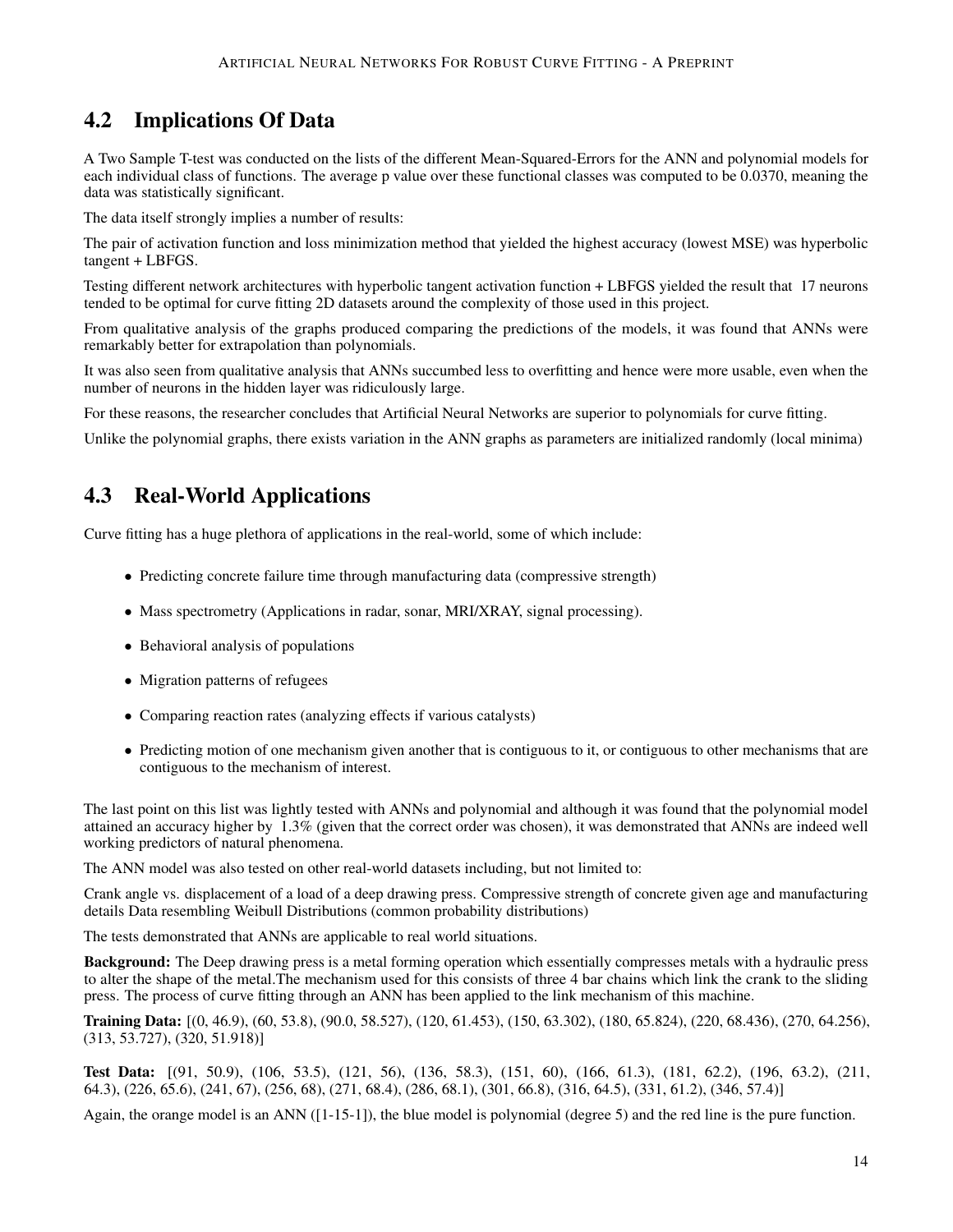## 4.2 Implications Of Data

A Two Sample T-test was conducted on the lists of the different Mean-Squared-Errors for the ANN and polynomial models for each individual class of functions. The average p value over these functional classes was computed to be 0.0370, meaning the data was statistically significant.

The data itself strongly implies a number of results:

The pair of activation function and loss minimization method that yielded the highest accuracy (lowest MSE) was hyperbolic tangent + LBFGS.

Testing different network architectures with hyperbolic tangent activation function + LBFGS yielded the result that 17 neurons tended to be optimal for curve fitting 2D datasets around the complexity of those used in this project.

From qualitative analysis of the graphs produced comparing the predictions of the models, it was found that ANNs were remarkably better for extrapolation than polynomials.

It was also seen from qualitative analysis that ANNs succumbed less to overfitting and hence were more usable, even when the number of neurons in the hidden layer was ridiculously large.

For these reasons, the researcher concludes that Artificial Neural Networks are superior to polynomials for curve fitting.

Unlike the polynomial graphs, there exists variation in the ANN graphs as parameters are initialized randomly (local minima)

## 4.3 Real-World Applications

Curve fitting has a huge plethora of applications in the real-world, some of which include:

- Predicting concrete failure time through manufacturing data (compressive strength)
- Mass spectrometry (Applications in radar, sonar, MRI/XRAY, signal processing).
- Behavioral analysis of populations
- Migration patterns of refugees
- Comparing reaction rates (analyzing effects if various catalysts)
- Predicting motion of one mechanism given another that is contiguous to it, or contiguous to other mechanisms that are contiguous to the mechanism of interest.

The last point on this list was lightly tested with ANNs and polynomial and although it was found that the polynomial model attained an accuracy higher by 1.3% (given that the correct order was chosen), it was demonstrated that ANNs are indeed well working predictors of natural phenomena.

The ANN model was also tested on other real-world datasets including, but not limited to:

Crank angle vs. displacement of a load of a deep drawing press. Compressive strength of concrete given age and manufacturing details Data resembling Weibull Distributions (common probability distributions)

The tests demonstrated that ANNs are applicable to real world situations.

**Background:** The Deep drawing press is a metal forming operation which essentially compresses metals with a hydraulic press to alter the shape of the metal.The mechanism used for this consists of three 4 bar chains which link the crank to the sliding press. The process of curve fitting through an ANN has been applied to the link mechanism of this machine.

**Training Data:** [(0, 46.9), (60, 53.8), (90.0, 58.527), (120, 61.453), (150, 63.302), (180, 65.824), (220, 68.436), (270, 64.256), (313, 53.727), (320, 51.918)]

**Test Data:** [(91, 50.9), (106, 53.5), (121, 56), (136, 58.3), (151, 60), (166, 61.3), (181, 62.2), (196, 63.2), (211, 64.3), (226, 65.6), (241, 67), (256, 68), (271, 68.4), (286, 68.1), (301, 66.8), (316, 64.5), (331, 61.2), (346, 57.4)]

Again, the orange model is an ANN ([1-15-1]), the blue model is polynomial (degree 5) and the red line is the pure function.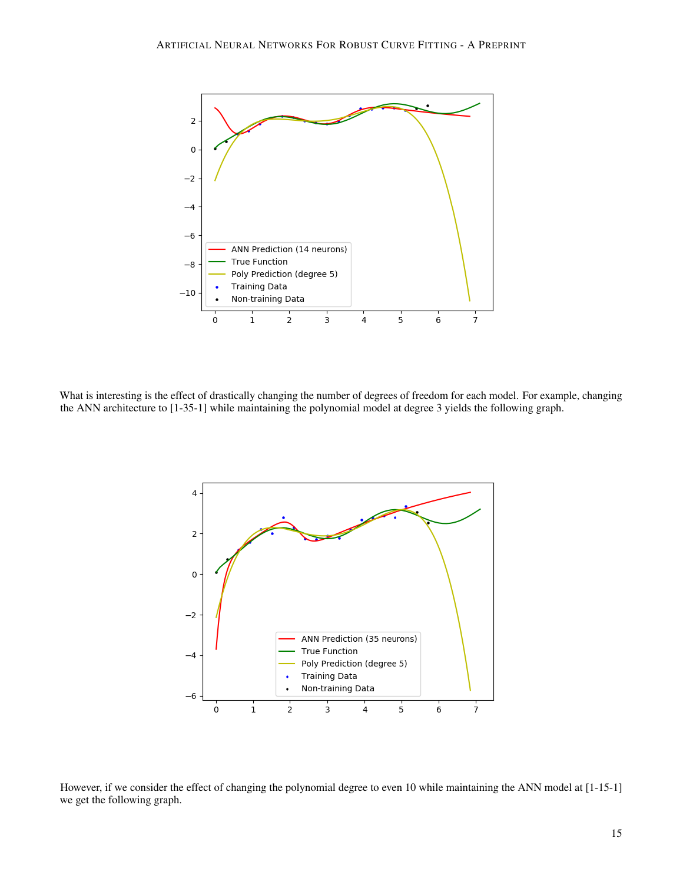What is interesting is the effect of drastically changing the number of degrees of freedom for each model. For example, changing the ANN architecture to [1-35-1] while maintaining the polynomial model at degree 3 yields the following graph.

However, if we consider the effect of changing the polynomial degree to even 10 while maintaining the ANN model at [1-15-1] we get the following graph.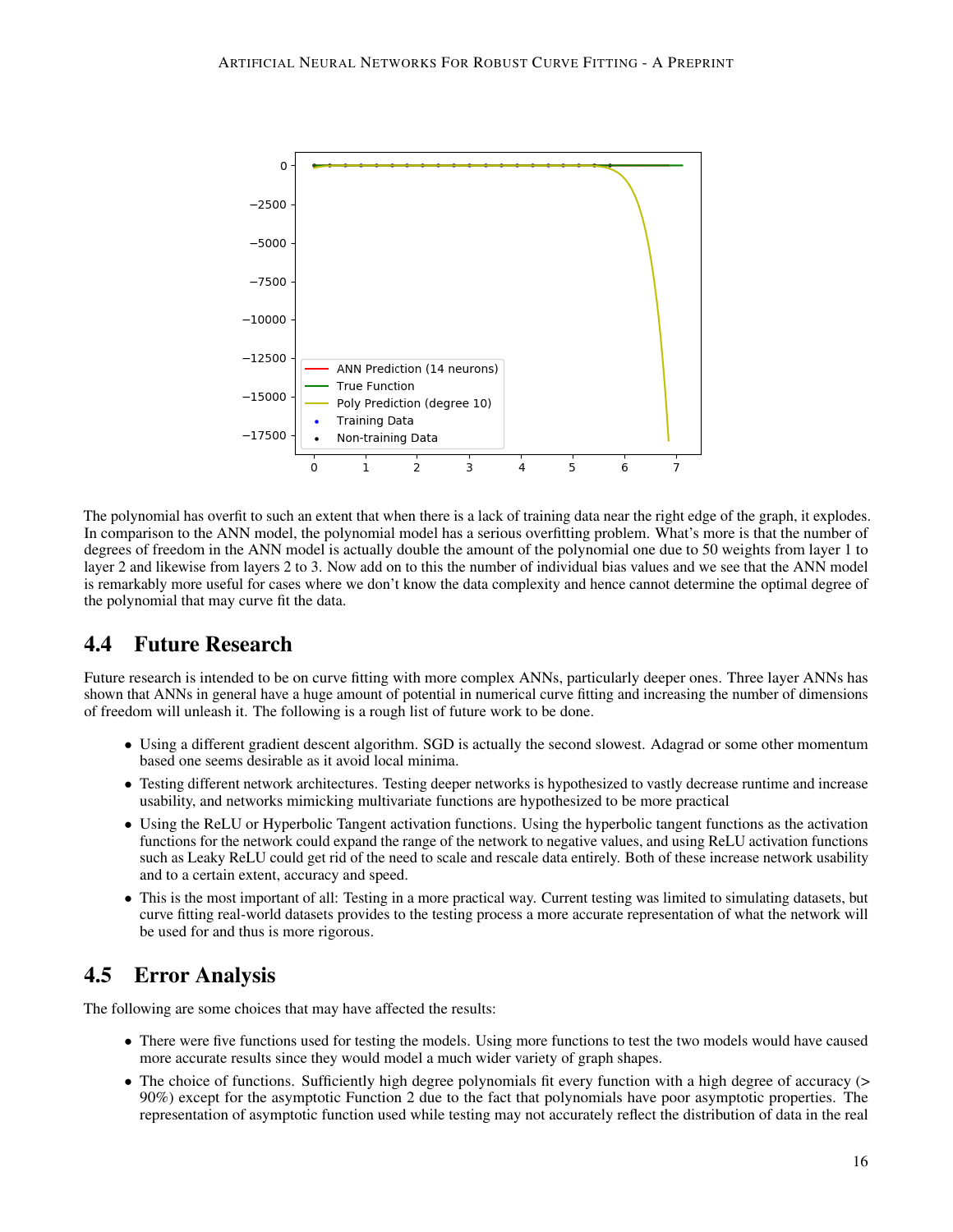The polynomial has overfit to such an extent that when there is a lack of training data near the right edge of the graph, it explodes. In comparison to the ANN model, the polynomial model has a serious overfitting problem. What's more is that the number of degrees of freedom in the ANN model is actually double the amount of the polynomial one due to 50 weights from layer 1 to layer 2 and likewise from layers 2 to 3. Now add on to this the number of individual bias values and we see that the ANN model is remarkably more useful for cases where we don't know the data complexity and hence cannot determine the optimal degree of the polynomial that may curve fit the data.

## 4.4 Future Research

Future research is intended to be on curve fitting with more complex ANNs, particularly deeper ones. Three layer ANNs has shown that ANNs in general have a huge amount of potential in numerical curve fitting and increasing the number of dimensions of freedom will unleash it. The following is a rough list of future work to be done.

- Using a different gradient descent algorithm. SGD is actually the second slowest. Adagrad or some other momentum based one seems desirable as it avoid local minima.
- Testing different network architectures. Testing deeper networks is hypothesized to vastly decrease runtime and increase usability, and networks mimicking multivariate functions are hypothesized to be more practical
- Using the ReLU or Hyperbolic Tangent activation functions. Using the hyperbolic tangent functions as the activation functions for the network could expand the range of the network to negative values, and using ReLU activation functions such as Leaky ReLU could get rid of the need to scale and rescale data entirely. Both of these increase network usability and to a certain extent, accuracy and speed.
- This is the most important of all: Testing in a more practical way. Current testing was limited to simulating datasets, but curve fitting real-world datasets provides to the testing process a more accurate representation of what the network will be used for and thus is more rigorous.

## 4.5 Error Analysis

The following are some choices that may have affected the results:

- There were five functions used for testing the models. Using more functions to test the two models would have caused more accurate results since they would model a much wider variety of graph shapes.
- The choice of functions. Sufficiently high degree polynomials fit every function with a high degree of accuracy (> 90%) except for the asymptotic Function 2 due to the fact that polynomials have poor asymptotic properties. The representation of asymptotic function used while testing may not accurately reflect the distribution of data in the real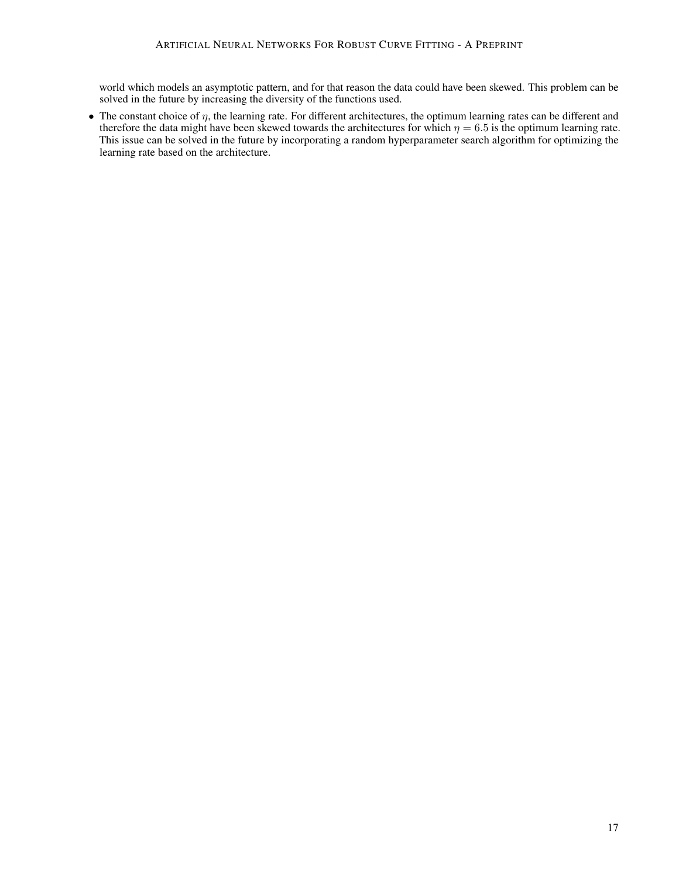world which models an asymptotic pattern, and for that reason the data could have been skewed. This problem can be solved in the future by increasing the diversity of the functions used.

- The constant choice of $\eta$, the learning rate. For different architectures, the optimum learning rates can be different and therefore the data might have been skewed towards the architectures for which $\eta = 6.5$ is the optimum learning rate. This issue can be solved in the future by incorporating a random hyperparameter search algorithm for optimizing the learning rate based on the architecture.